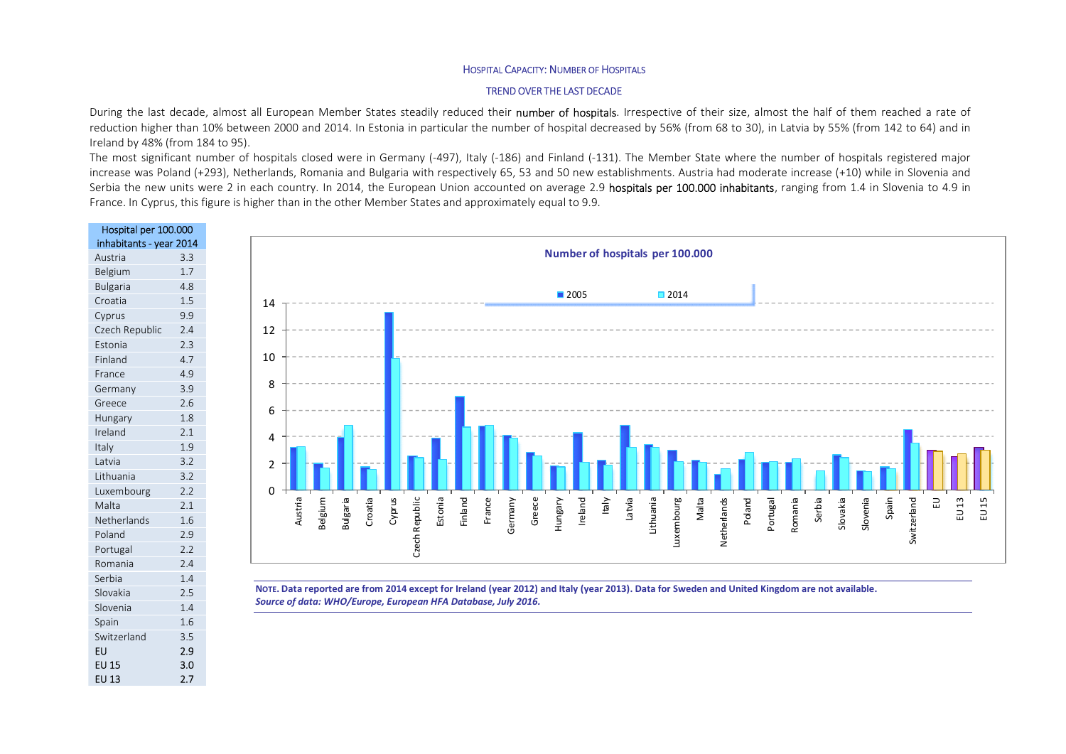## HOSPITAL CAPACITY: NUMBER OF HOSPITALS

### TREND OVER THE LAST DECADE

During the last decade, almost all European Member States steadily reduced their **number of hospitals**. Irrespective of their size, almost the half of them reached a rate of reduction higher than 10% between 2000 and 2014. In Estonia in particular the number of hospital decreased by 56% (from 68 to 30), in Latvia by 55% (from 142 to 64) and in Ireland by 48% (from 184 to 95).

The most significant number of hospitals closed were in Germany (-497), Italy (-186) and Finland (-131). The Member State where the number of hospitals registered major increase was Poland (+293), Netherlands, Romania and Bulgaria with respectively 65, 53 and 50 new establishments. Austria had moderate increase (+10) while in Slovenia and Serbia the new units were 2 in each country. In 2014, the European Union accounted on average 2.9 **hospitals per 100.000 inhabitants**, ranging from 1.4 in Slovenia to 4.9 in France. In Cyprus, this figure is higher than in the other Member States and approximately equal to 9.9.

| Hospital per 100.000 inhabitants - year 2014 | |
|---|---|
| Austria | 3.3 |
| Belgium | 1.7 |
| Bulgaria | 4.8 |
| Croatia | 1.5 |
| Cyprus | 9.9 |
| Czech Republic | 2.4 |
| Estonia | 2.3 |
| Finland | 4.7 |
| France | 4.9 |
| Germany | 3.9 |
| Greece | 2.6 |
| Hungary | 1.8 |
| Ireland | 2.1 |
| Italy | 1.9 |
| Latvia | 3.2 |
| Lithuania | 3.2 |
| Luxembourg | 2.2 |
| Malta | 2.1 |
| Netherlands | 1.6 |
| Poland | 2.9 |
| Portugal | 2.2 |
| Romania | 2.4 |
| Serbia | 1.4 |
| Slovakia | 2.5 |
| Slovenia | 1.4 |
| Spain | 1.6 |
| Switzerland | 3.5 |
| EU | 2.9 |
| EU 15 | 3.0 |
| EU 13 | 2.7 |

**Number of hospitals per 100.000**

**NOTE. Data reported are from 2014 except for Ireland (year 2012) and Italy (year 2013). Data for Sweden and United Kingdom are not available.**

***Source of data: WHO/Europe, European HFA Database, July 2016.***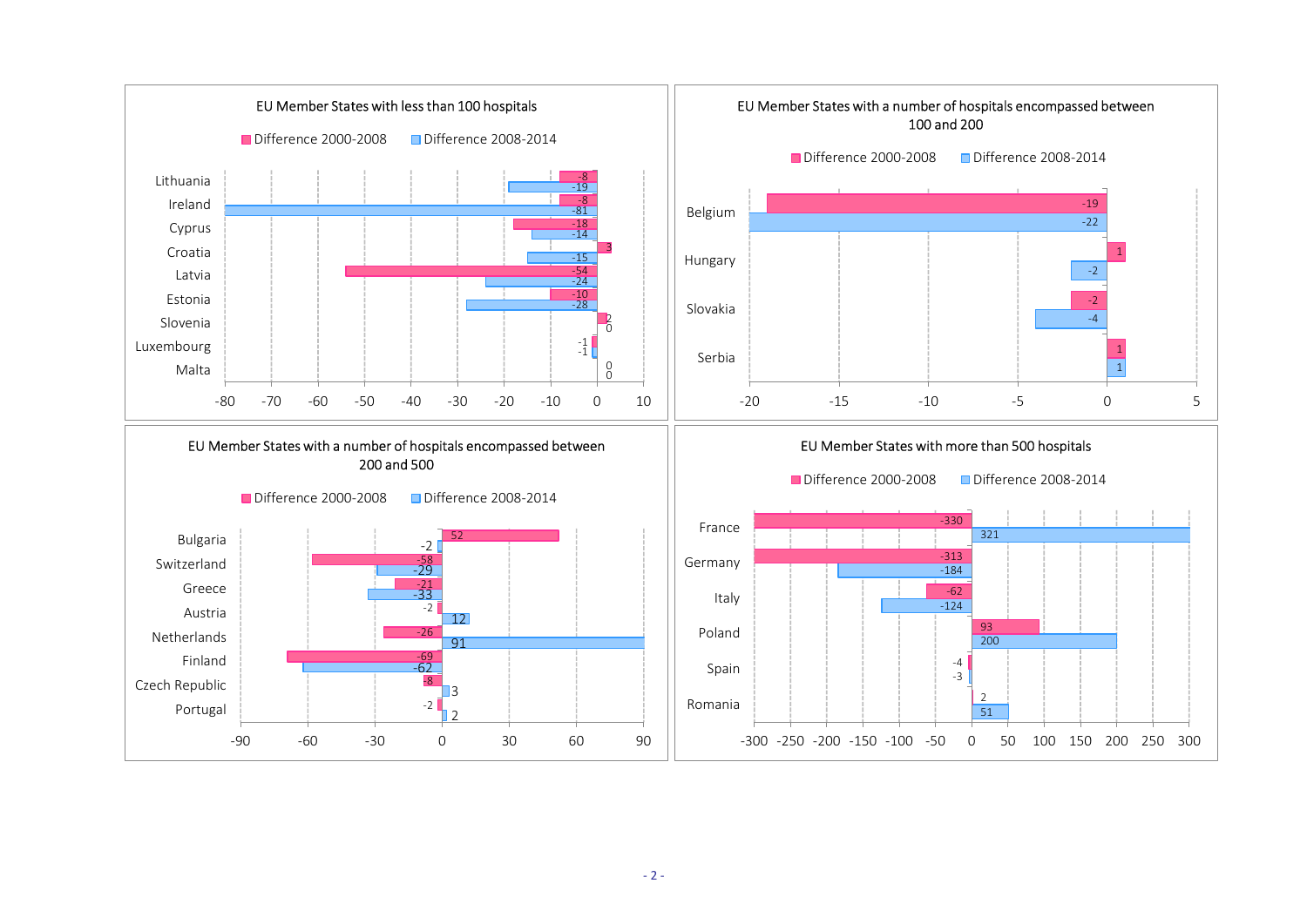EU Member States with less than 100 hospitals

Difference 2000-2008 Difference 2008-2014

Lithuania -8 -19
Ireland -8 -81
Cyprus -18 -14
Croatia 3 -15
Latvia -54 -24
Estonia -10 -28
Slovenia 2 0
Luxembourg -1 -1
Malta 0 0

-80 -70 -60 -50 -40 -30 -20 -10 0 10

EU Member States with a number of hospitals encompassed between 100 and 200

Difference 2000-2008 Difference 2008-2014

Belgium -19 -22
Hungary 1 -2
Slovakia -2 -4
Serbia 1 1

-20 -15 -10 -5 0 5

EU Member States with a number of hospitals encompassed between 200 and 500

Difference 2000-2008 Difference 2008-2014

Bulgaria 52 -2
Switzerland -58 -29
Greece -21 -33
Austria -2 12
Netherlands -26 91
Finland -69 -62
Czech Republic -8 3
Portugal -2 2

-90 -60 -30 0 30 60 90

EU Member States with more than 500 hospitals

Difference 2000-2008 Difference 2008-2014

France -330 321
Germany -313 -184
Italy -62 -124
Poland 93 200
Spain -4 -3
Romania 2 51

-300 -250 -200 -150 -100 -50 0 50 100 150 200 250 300